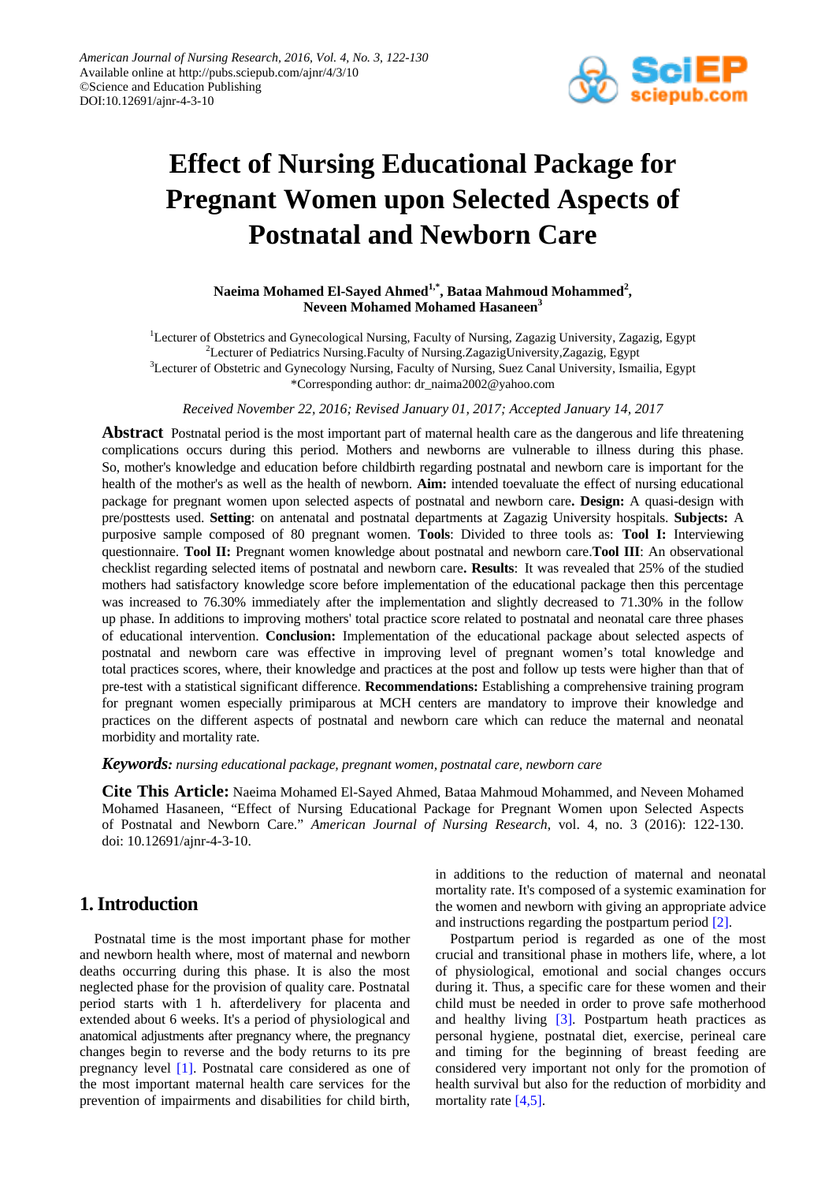# Effect of Nursing Educational Package for Pregnant Women upon Selected Aspects of Postnatal and Newborn Care

**Naeima Mohamed El-Sayed Ahmed[1,*], Bataa Mahmoud Mohammed[2], Neveen Mohamed Mohamed Hasaneen[3]**

[1]Lecturer of Obstetrics and Gynecological Nursing, Faculty of Nursing, Zagazig University, Zagazig, Egypt
[2]Lecturer of Pediatrics Nursing.Faculty of Nursing.ZagazigUniversity,Zagazig, Egypt
[3]Lecturer of Obstetric and Gynecology Nursing, Faculty of Nursing, Suez Canal University, Ismailia, Egypt
*Corresponding author: dr_naima2002@yahoo.com

*Received November 22, 2016; Revised January 01, 2017; Accepted January 14, 2017*

**Abstract** Postnatal period is the most important part of maternal health care as the dangerous and life threatening complications occurs during this period. Mothers and newborns are vulnerable to illness during this phase. So, mother's knowledge and education before childbirth regarding postnatal and newborn care is important for the health of the mother's as well as the health of newborn. **Aim:** intended toevaluate the effect of nursing educational package for pregnant women upon selected aspects of postnatal and newborn care**. Design:** A quasi-design with pre/posttests used. **Setting**: on antenatal and postnatal departments at Zagazig University hospitals. **Subjects:** A purposive sample composed of 80 pregnant women. **Tools**: Divided to three tools as: **Tool I:** Interviewing questionnaire. **Tool II:** Pregnant women knowledge about postnatal and newborn care.**Tool III**: An observational checklist regarding selected items of postnatal and newborn care**. Results**: It was revealed that 25% of the studied mothers had satisfactory knowledge score before implementation of the educational package then this percentage was increased to 76.30% immediately after the implementation and slightly decreased to 71.30% in the follow up phase. In additions to improving mothers' total practice score related to postnatal and neonatal care three phases of educational intervention. **Conclusion:** Implementation of the educational package about selected aspects of postnatal and newborn care was effective in improving level of pregnant women's total knowledge and total practices scores, where, their knowledge and practices at the post and follow up tests were higher than that of pre-test with a statistical significant difference. **Recommendations:** Establishing a comprehensive training program for pregnant women especially primiparous at MCH centers are mandatory to improve their knowledge and practices on the different aspects of postnatal and newborn care which can reduce the maternal and neonatal morbidity and mortality rate.

***Keywords:*** *nursing educational package, pregnant women, postnatal care, newborn care*

**Cite This Article:** Naeima Mohamed El-Sayed Ahmed, Bataa Mahmoud Mohammed, and Neveen Mohamed Mohamed Hasaneen, "Effect of Nursing Educational Package for Pregnant Women upon Selected Aspects of Postnatal and Newborn Care." *American Journal of Nursing Research*, vol. 4, no. 3 (2016): 122-130. doi: 10.12691/ajnr-4-3-10.

## 1. Introduction

Postnatal time is the most important phase for mother and newborn health where, most of maternal and newborn deaths occurring during this phase. It is also the most neglected phase for the provision of quality care. Postnatal period starts with 1 h. afterdelivery for placenta and extended about 6 weeks. It's a period of physiological and anatomical adjustments after pregnancy where, the pregnancy changes begin to reverse and the body returns to its pre pregnancy level [1]. Postnatal care considered as one of the most important maternal health care services for the prevention of impairments and disabilities for child birth, in additions to the reduction of maternal and neonatal mortality rate. It's composed of a systemic examination for the women and newborn with giving an appropriate advice and instructions regarding the postpartum period [2].

Postpartum period is regarded as one of the most crucial and transitional phase in mothers life, where, a lot of physiological, emotional and social changes occurs during it. Thus, a specific care for these women and their child must be needed in order to prove safe motherhood and healthy living [3]. Postpartum heath practices as personal hygiene, postnatal diet, exercise, perineal care and timing for the beginning of breast feeding are considered very important not only for the promotion of health survival but also for the reduction of morbidity and mortality rate [4,5].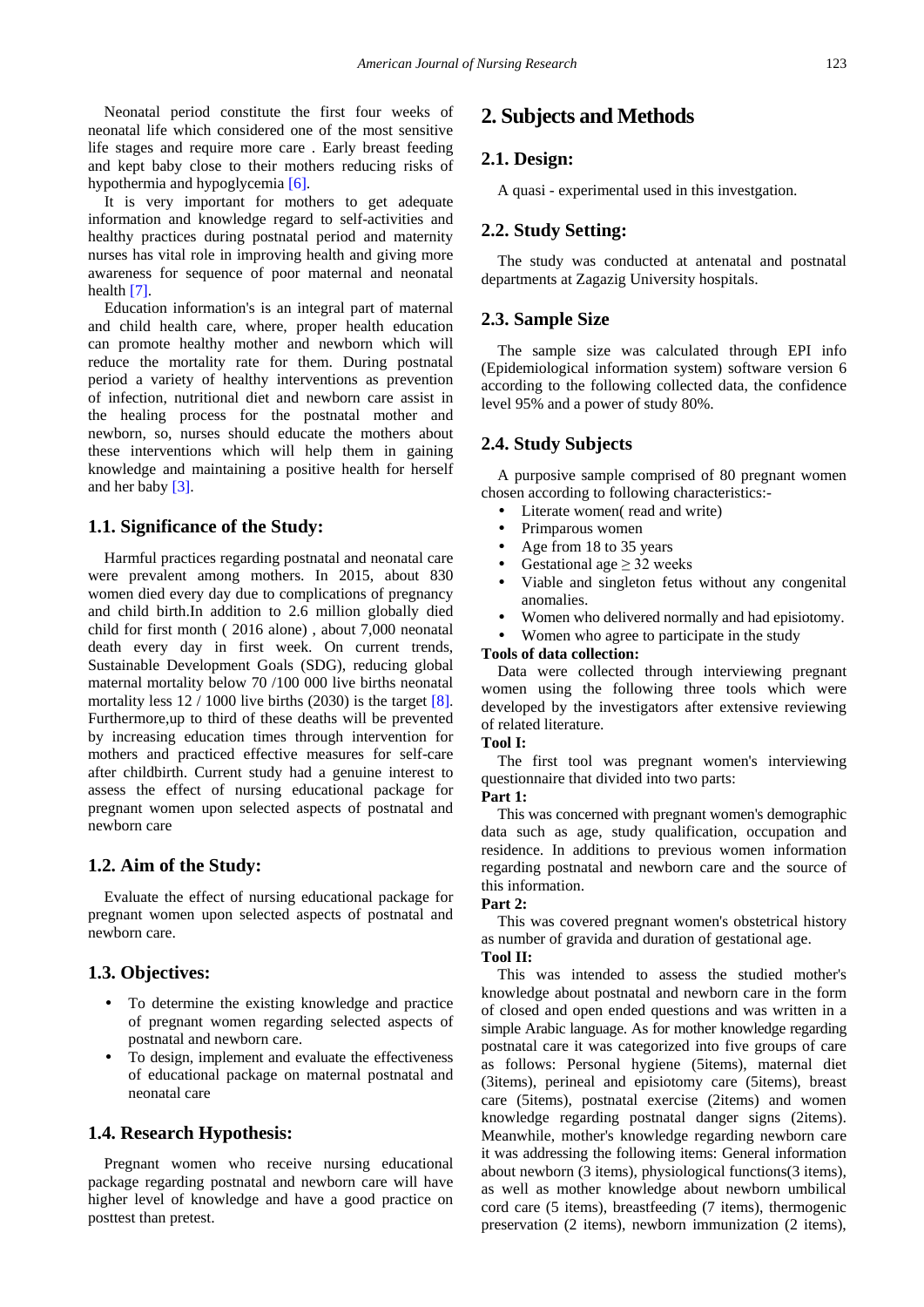Neonatal period constitute the first four weeks of neonatal life which considered one of the most sensitive life stages and require more care . Early breast feeding and kept baby close to their mothers reducing risks of hypothermia and hypoglycemia [6].

It is very important for mothers to get adequate information and knowledge regard to self-activities and healthy practices during postnatal period and maternity nurses has vital role in improving health and giving more awareness for sequence of poor maternal and neonatal health [7].

Education information's is an integral part of maternal and child health care, where, proper health education can promote healthy mother and newborn which will reduce the mortality rate for them. During postnatal period a variety of healthy interventions as prevention of infection, nutritional diet and newborn care assist in the healing process for the postnatal mother and newborn, so, nurses should educate the mothers about these interventions which will help them in gaining knowledge and maintaining a positive health for herself and her baby [3].

### 1.1. Significance of the Study:

Harmful practices regarding postnatal and neonatal care were prevalent among mothers. In 2015, about 830 women died every day due to complications of pregnancy and child birth.In addition to 2.6 million globally died child for first month ( 2016 alone) , about 7,000 neonatal death every day in first week. On current trends, Sustainable Development Goals (SDG), reducing global maternal mortality below 70 /100 000 live births neonatal mortality less 12 / 1000 live births (2030) is the target [8]. Furthermore,up to third of these deaths will be prevented by increasing education times through intervention for mothers and practiced effective measures for self-care after childbirth. Current study had a genuine interest to assess the effect of nursing educational package for pregnant women upon selected aspects of postnatal and newborn care

### 1.2. Aim of the Study:

Evaluate the effect of nursing educational package for pregnant women upon selected aspects of postnatal and newborn care.

### 1.3. Objectives:

- To determine the existing knowledge and practice of pregnant women regarding selected aspects of postnatal and newborn care.
- To design, implement and evaluate the effectiveness of educational package on maternal postnatal and neonatal care

### 1.4. Research Hypothesis:

Pregnant women who receive nursing educational package regarding postnatal and newborn care will have higher level of knowledge and have a good practice on posttest than pretest.

## 2. Subjects and Methods

### 2.1. Design:

A quasi - experimental used in this investgation.

### 2.2. Study Setting:

The study was conducted at antenatal and postnatal departments at Zagazig University hospitals.

### 2.3. Sample Size

The sample size was calculated through EPI info (Epidemiological information system) software version 6 according to the following collected data, the confidence level 95% and a power of study 80%.

### 2.4. Study Subjects

A purposive sample comprised of 80 pregnant women chosen according to following characteristics:-

- Literate women( read and write)
- Primparous women
- Age from 18 to 35 years
- Gestational age ≥ 32 weeks
- Viable and singleton fetus without any congenital anomalies.
- Women who delivered normally and had episiotomy.
- Women who agree to participate in the study

**Tools of data collection:**

Data were collected through interviewing pregnant women using the following three tools which were developed by the investigators after extensive reviewing of related literature.

**Tool I:**

The first tool was pregnant women's interviewing questionnaire that divided into two parts:

**Part 1:**

This was concerned with pregnant women's demographic data such as age, study qualification, occupation and residence. In additions to previous women information regarding postnatal and newborn care and the source of this information.

**Part 2:**

This was covered pregnant women's obstetrical history as number of gravida and duration of gestational age.

**Tool II:**

This was intended to assess the studied mother's knowledge about postnatal and newborn care in the form of closed and open ended questions and was written in a simple Arabic language. As for mother knowledge regarding postnatal care it was categorized into five groups of care as follows: Personal hygiene (5items), maternal diet (3items), perineal and episiotomy care (5items), breast care (5items), postnatal exercise (2items) and women knowledge regarding postnatal danger signs (2items). Meanwhile, mother's knowledge regarding newborn care it was addressing the following items: General information about newborn (3 items), physiological functions(3 items), as well as mother knowledge about newborn umbilical cord care (5 items), breastfeeding (7 items), thermogenic preservation (2 items), newborn immunization (2 items),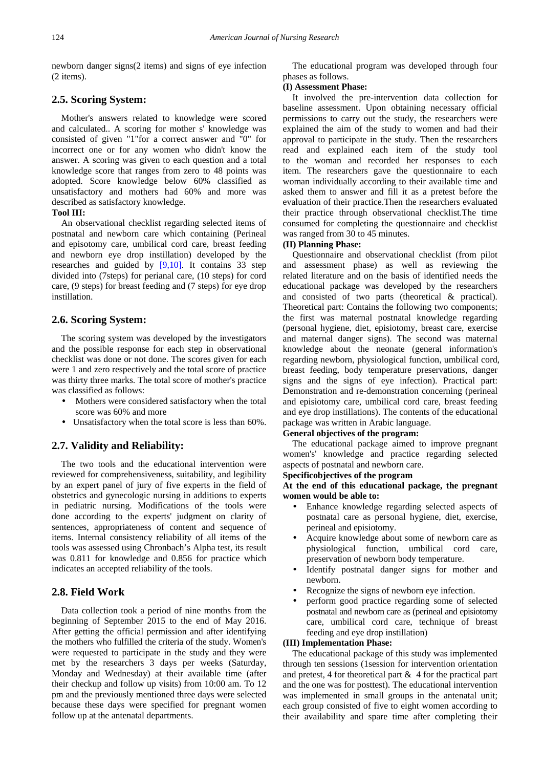newborn danger signs(2 items) and signs of eye infection (2 items).

## 2.5. Scoring System:

Mother's answers related to knowledge were scored and calculated.. A scoring for mother s' knowledge was consisted of given "1"for a correct answer and "0" for incorrect one or for any women who didn't know the answer. A scoring was given to each question and a total knowledge score that ranges from zero to 48 points was adopted. Score knowledge below 60% classified as unsatisfactory and mothers had 60% and more was described as satisfactory knowledge.

**Tool III:**

An observational checklist regarding selected items of postnatal and newborn care which containing (Perineal and episotomy care, umbilical cord care, breast feeding and newborn eye drop instillation) developed by the researches and guided by [9,10]. It contains 33 step divided into (7steps) for perianal care, (10 steps) for cord care, (9 steps) for breast feeding and (7 steps) for eye drop instillation.

## 2.6. Scoring System:

The scoring system was developed by the investigators and the possible response for each step in observational checklist was done or not done. The scores given for each were 1 and zero respectively and the total score of practice was thirty three marks. The total score of mother's practice was classified as follows:

- Mothers were considered satisfactory when the total score was 60% and more
- Unsatisfactory when the total score is less than 60%.

## 2.7. Validity and Reliability:

The two tools and the educational intervention were reviewed for comprehensiveness, suitability, and legibility by an expert panel of jury of five experts in the field of obstetrics and gynecologic nursing in additions to experts in pediatric nursing. Modifications of the tools were done according to the experts' judgment on clarity of sentences, appropriateness of content and sequence of items. Internal consistency reliability of all items of the tools was assessed using Chronbach's Alpha test, its result was 0.811 for knowledge and 0.856 for practice which indicates an accepted reliability of the tools.

## 2.8. Field Work

Data collection took a period of nine months from the beginning of September 2015 to the end of May 2016. After getting the official permission and after identifying the mothers who fulfilled the criteria of the study. Women's were requested to participate in the study and they were met by the researchers 3 days per weeks (Saturday, Monday and Wednesday) at their available time (after their checkup and follow up visits) from 10:00 am. To 12 pm and the previously mentioned three days were selected because these days were specified for pregnant women follow up at the antenatal departments.

The educational program was developed through four phases as follows.

**(I) Assessment Phase:**

It involved the pre-intervention data collection for baseline assessment. Upon obtaining necessary official permissions to carry out the study, the researchers were explained the aim of the study to women and had their approval to participate in the study. Then the researchers read and explained each item of the study tool to the woman and recorded her responses to each item. The researchers gave the questionnaire to each woman individually according to their available time and asked them to answer and fill it as a pretest before the evaluation of their practice.Then the researchers evaluated their practice through observational checklist.The time consumed for completing the questionnaire and checklist was ranged from 30 to 45 minutes.

**(II) Planning Phase:**

Questionnaire and observational checklist (from pilot and assessment phase) as well as reviewing the related literature and on the basis of identified needs the educational package was developed by the researchers and consisted of two parts (theoretical & practical). Theoretical part: Contains the following two components; the first was maternal postnatal knowledge regarding (personal hygiene, diet, episiotomy, breast care, exercise and maternal danger signs). The second was maternal knowledge about the neonate (general information's regarding newborn, physiological function, umbilical cord, breast feeding, body temperature preservations, danger signs and the signs of eye infection). Practical part: Demonstration and re-demonstration concerning (perineal and episiotomy care, umbilical cord care, breast feeding and eye drop instillations). The contents of the educational package was written in Arabic language.

**General objectives of the program:**

The educational package aimed to improve pregnant women's' knowledge and practice regarding selected aspects of postnatal and newborn care.

**Specificobjectives of the program**

**At the end of this educational package, the pregnant women would be able to:**

- Enhance knowledge regarding selected aspects of postnatal care as personal hygiene, diet, exercise, perineal and episiotomy.
- Acquire knowledge about some of newborn care as physiological function, umbilical cord care, preservation of newborn body temperature.
- Identify postnatal danger signs for mother and newborn.
- Recognize the signs of newborn eye infection.
- perform good practice regarding some of selected postnatal and newborn care as (perineal and episiotomy care, umbilical cord care, technique of breast feeding and eye drop instillation)

**(III) Implementation Phase:**

The educational package of this study was implemented through ten sessions (1session for intervention orientation and pretest, 4 for theoretical part & 4 for the practical part and the one was for posttest). The educational intervention was implemented in small groups in the antenatal unit; each group consisted of five to eight women according to their availability and spare time after completing their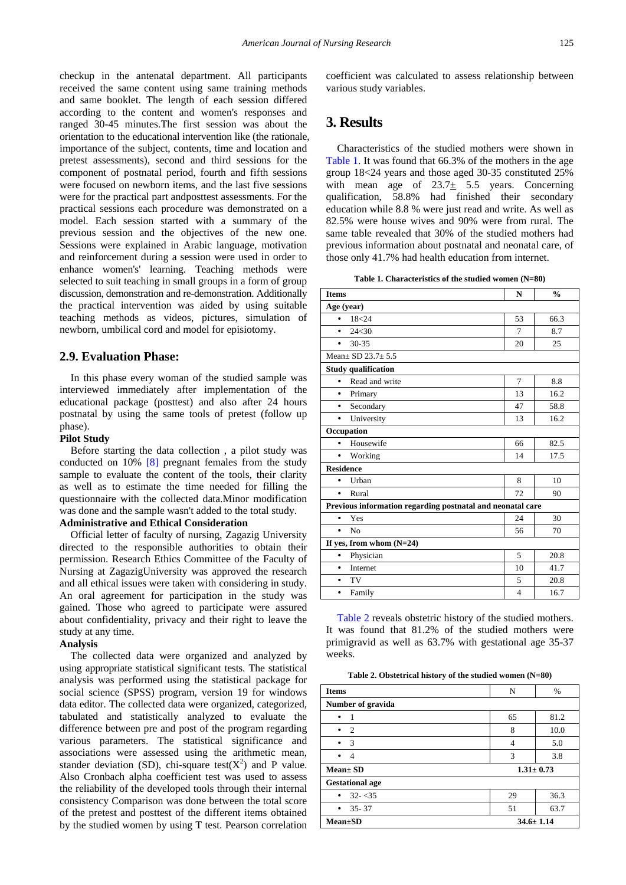checkup in the antenatal department. All participants received the same content using same training methods and same booklet. The length of each session differed according to the content and women's responses and ranged 30-45 minutes.The first session was about the orientation to the educational intervention like (the rationale, importance of the subject, contents, time and location and pretest assessments), second and third sessions for the component of postnatal period, fourth and fifth sessions were focused on newborn items, and the last five sessions were for the practical part andposttest assessments. For the practical sessions each procedure was demonstrated on a model. Each session started with a summary of the previous session and the objectives of the new one. Sessions were explained in Arabic language, motivation and reinforcement during a session were used in order to enhance women's' learning. Teaching methods were selected to suit teaching in small groups in a form of group discussion, demonstration and re-demonstration. Additionally the practical intervention was aided by using suitable teaching methods as videos, pictures, simulation of newborn, umbilical cord and model for episiotomy.

## 2.9. Evaluation Phase:

In this phase every woman of the studied sample was interviewed immediately after implementation of the educational package (posttest) and also after 24 hours postnatal by using the same tools of pretest (follow up phase).

**Pilot Study**

Before starting the data collection , a pilot study was conducted on 10% [8] pregnant females from the study sample to evaluate the content of the tools, their clarity as well as to estimate the time needed for filling the questionnaire with the collected data.Minor modification was done and the sample wasn't added to the total study.

**Administrative and Ethical Consideration**

Official letter of faculty of nursing, Zagazig University directed to the responsible authorities to obtain their permission. Research Ethics Committee of the Faculty of Nursing at ZagazigUniversity was approved the research and all ethical issues were taken with considering in study. An oral agreement for participation in the study was gained. Those who agreed to participate were assured about confidentiality, privacy and their right to leave the study at any time.

**Analysis**

The collected data were organized and analyzed by using appropriate statistical significant tests. The statistical analysis was performed using the statistical package for social science (SPSS) program, version 19 for windows data editor. The collected data were organized, categorized, tabulated and statistically analyzed to evaluate the difference between pre and post of the program regarding various parameters. The statistical significance and associations were assessed using the arithmetic mean, stander deviation (SD), chi-square test($X^2$) and P value. Also Cronbach alpha coefficient test was used to assess the reliability of the developed tools through their internal consistency Comparison was done between the total score of the pretest and posttest of the different items obtained by the studied women by using T test. Pearson correlation coefficient was calculated to assess relationship between various study variables.

# 3. Results

Characteristics of the studied mothers were shown in Table 1. It was found that 66.3% of the mothers in the age group 18<24 years and those aged 30-35 constituted 25% with mean age of 23.7± 5.5 years. Concerning qualification, 58.8% had finished their secondary education while 8.8 % were just read and write. As well as 82.5% were house wives and 90% were from rural. The same table revealed that 30% of the studied mothers had previous information about postnatal and neonatal care, of those only 41.7% had health education from internet.

**Table 1. Characteristics of the studied women (N=80)**

| Items | N | % |
|---|---|---|
| **Age (year)** | | |
| • 18<24 | 53 | 66.3 |
| • 24<30 | 7 | 8.7 |
| • 30-35 | 20 | 25 |
| Mean± SD 23.7± 5.5 | | |
| **Study qualification** | | |
| • Read and write | 7 | 8.8 |
| • Primary | 13 | 16.2 |
| • Secondary | 47 | 58.8 |
| • University | 13 | 16.2 |
| **Occupation** | | |
| • Housewife | 66 | 82.5 |
| • Working | 14 | 17.5 |
| **Residence** | | |
| • Urban | 8 | 10 |
| • Rural | 72 | 90 |
| **Previous information regarding postnatal and neonatal care** | | |
| • Yes | 24 | 30 |
| • No | 56 | 70 |
| **If yes, from whom (N=24)** | | |
| • Physician | 5 | 20.8 |
| • Internet | 10 | 41.7 |
| • TV | 5 | 20.8 |
| • Family | 4 | 16.7 |

Table 2 reveals obstetric history of the studied mothers. It was found that 81.2% of the studied mothers were primigravid as well as 63.7% with gestational age 35-37 weeks.

**Table 2. Obstetrical history of the studied women (N=80)**

| Items | N | % |
|---|---|---|
| **Number of gravida** | | |
| • 1 | 65 | 81.2 |
| • 2 | 8 | 10.0 |
| • 3 | 4 | 5.0 |
| • 4 | 3 | 3.8 |
| **Mean± SD** | **1.31± 0.73** | |
| **Gestational age** | | |
| • 32- <35 | 29 | 36.3 |
| • 35- 37 | 51 | 63.7 |
| **Mean±SD** | **34.6± 1.14** | |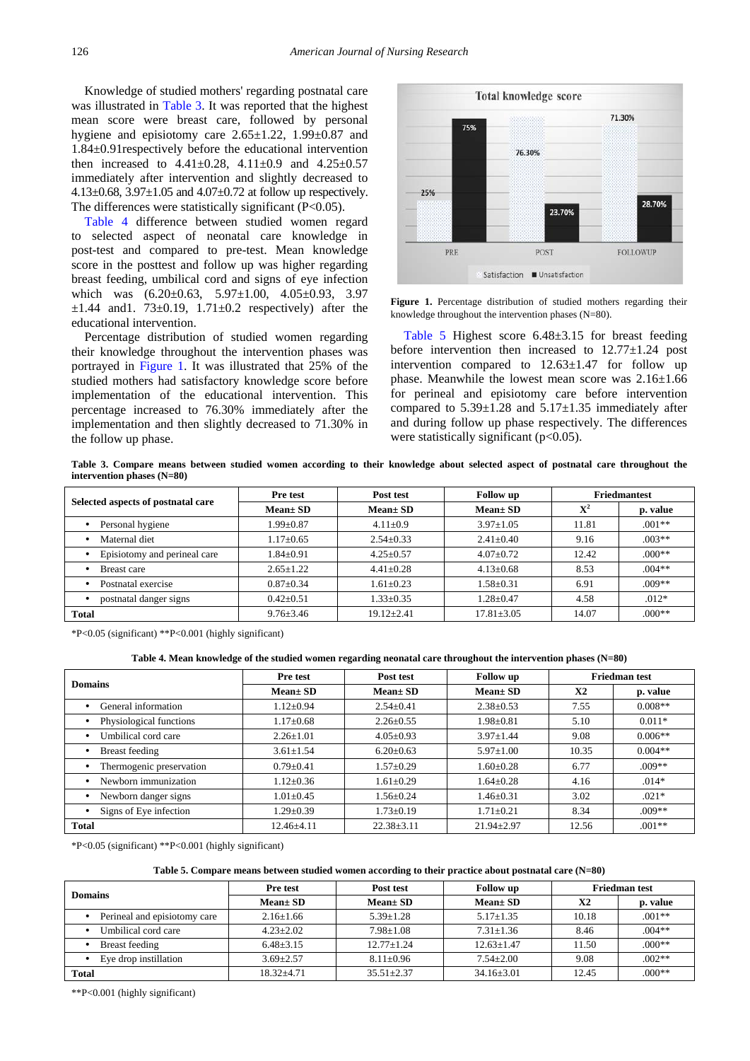Knowledge of studied mothers' regarding postnatal care was illustrated in Table 3. It was reported that the highest mean score were breast care, followed by personal hygiene and episiotomy care 2.65±1.22, 1.99±0.87 and 1.84±0.91respectively before the educational intervention then increased to 4.41±0.28, 4.11±0.9 and 4.25±0.57 immediately after intervention and slightly decreased to 4.13±0.68, 3.97±1.05 and 4.07±0.72 at follow up respectively. The differences were statistically significant (P<0.05).

Table 4 difference between studied women regard to selected aspect of neonatal care knowledge in post-test and compared to pre-test. Mean knowledge score in the posttest and follow up was higher regarding breast feeding, umbilical cord and signs of eye infection which was (6.20±0.63, 5.97±1.00, 4.05±0.93, 3.97 ±1.44 and1. 73±0.19, 1.71±0.2 respectively) after the educational intervention.

Percentage distribution of studied women regarding their knowledge throughout the intervention phases was portrayed in Figure 1. It was illustrated that 25% of the studied mothers had satisfactory knowledge score before implementation of the educational intervention. This percentage increased to 76.30% immediately after the implementation and then slightly decreased to 71.30% in the follow up phase.

**Figure 1.** Percentage distribution of studied mothers regarding their knowledge throughout the intervention phases (N=80).

Table 5 Highest score 6.48±3.15 for breast feeding before intervention then increased to 12.77±1.24 post intervention compared to 12.63±1.47 for follow up phase. Meanwhile the lowest mean score was 2.16±1.66 for perineal and episiotomy care before intervention compared to 5.39±1.28 and 5.17±1.35 immediately after and during follow up phase respectively. The differences were statistically significant (p<0.05).

**Table 3. Compare means between studied women according to their knowledge about selected aspect of postnatal care throughout the intervention phases (N=80)**

| Selected aspects of postnatal care | Pre test | Post test | Follow up | Friedmantest | |
|---|---|---|---|---|---|
| | Mean± SD | Mean± SD | Mean± SD | $X^2$ | p. value |
| • Personal hygiene | 1.99±0.87 | 4.11±0.9 | 3.97±1.05 | 11.81 | .001** |
| • Maternal diet | 1.17±0.65 | 2.54±0.33 | 2.41±0.40 | 9.16 | .003** |
| • Episiotomy and perineal care | 1.84±0.91 | 4.25±0.57 | 4.07±0.72 | 12.42 | .000** |
| • Breast care | 2.65±1.22 | 4.41±0.28 | 4.13±0.68 | 8.53 | .004** |
| • Postnatal exercise | 0.87±0.34 | 1.61±0.23 | 1.58±0.31 | 6.91 | .009** |
| • postnatal danger signs | 0.42±0.51 | 1.33±0.35 | 1.28±0.47 | 4.58 | .012* |
| **Total** | 9.76±3.46 | 19.12±2.41 | 17.81±3.05 | 14.07 | .000** |

*P<0.05 (significant) **P<0.001 (highly significant)

**Table 4. Mean knowledge of the studied women regarding neonatal care throughout the intervention phases (N=80)**

| Domains | Pre test | Post test | Follow up | Friedman test | |
|---|---|---|---|---|---|
| | Mean± SD | Mean± SD | Mean± SD | X2 | p. value |
| • General information | 1.12±0.94 | 2.54±0.41 | 2.38±0.53 | 7.55 | 0.008** |
| • Physiological functions | 1.17±0.68 | 2.26±0.55 | 1.98±0.81 | 5.10 | 0.011* |
| • Umbilical cord care | 2.26±1.01 | 4.05±0.93 | 3.97±1.44 | 9.08 | 0.006** |
| • Breast feeding | 3.61±1.54 | 6.20±0.63 | 5.97±1.00 | 10.35 | 0.004** |
| • Thermogenic preservation | 0.79±0.41 | 1.57±0.29 | 1.60±0.28 | 6.77 | .009** |
| • Newborn immunization | 1.12±0.36 | 1.61±0.29 | 1.64±0.28 | 4.16 | .014* |
| • Newborn danger signs | 1.01±0.45 | 1.56±0.24 | 1.46±0.31 | 3.02 | .021* |
| • Signs of Eye infection | 1.29±0.39 | 1.73±0.19 | 1.71±0.21 | 8.34 | .009** |
| **Total** | 12.46±4.11 | 22.38±3.11 | 21.94±2.97 | 12.56 | .001** |

*P<0.05 (significant) **P<0.001 (highly significant)

**Table 5. Compare means between studied women according to their practice about postnatal care (N=80)**

| Domains | Pre test | Post test | Follow up | Friedman test | |
|---|---|---|---|---|---|
| | Mean± SD | Mean± SD | Mean± SD | X2 | p. value |
| • Perineal and episiotomy care | 2.16±1.66 | 5.39±1.28 | 5.17±1.35 | 10.18 | .001** |
| • Umbilical cord care | 4.23±2.02 | 7.98±1.08 | 7.31±1.36 | 8.46 | .004** |
| • Breast feeding | 6.48±3.15 | 12.77±1.24 | 12.63±1.47 | 11.50 | .000** |
| • Eye drop instillation | 3.69±2.57 | 8.11±0.96 | 7.54±2.00 | 9.08 | .002** |
| **Total** | 18.32±4.71 | 35.51±2.37 | 34.16±3.01 | 12.45 | .000** |

**P<0.001 (highly significant)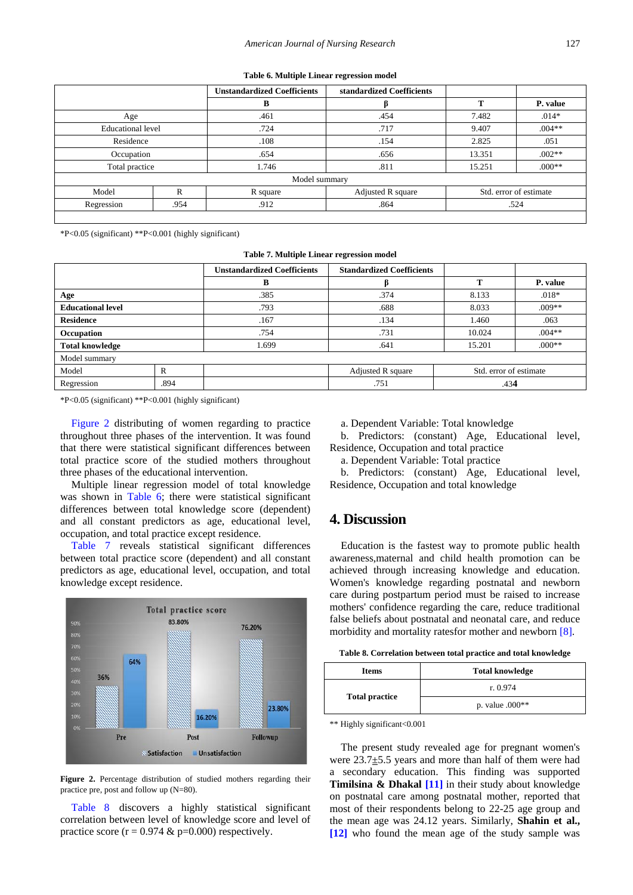**Table 6. Multiple Linear regression model**

| | | Unstandardized Coefficients | standardized Coefficients | | |
|---|---|---|---|---|---|
| | | B | β | T | P. value |
| Age | | .461 | .454 | 7.482 | .014* |
| Educational level | | .724 | .717 | 9.407 | .004** |
| Residence | | .108 | .154 | 2.825 | .051 |
| Occupation | | .654 | .656 | 13.351 | .002** |
| Total practice | | 1.746 | .811 | 15.251 | .000** |
| Model summary | | | | | |
| Model | R | R square | Adjusted R square | Std. error of estimate | |
| Regression | .954 | .912 | .864 | .524 | |

*P<0.05 (significant) **P<0.001 (highly significant)

**Table 7. Multiple Linear regression model**

| | | Unstandardized Coefficients | Standardized Coefficients | | |
|---|---|---|---|---|---|
| | | B | β | T | P. value |
| **Age** | | .385 | .374 | 8.133 | .018* |
| **Educational level** | | .793 | .688 | 8.033 | .009** |
| **Residence** | | .167 | .134 | 1.460 | .063 |
| **Occupation** | | .754 | .731 | 10.024 | .004** |
| **Total knowledge** | | 1.699 | .641 | 15.201 | .000** |
| Model summary | | | | | |
| Model | R | | Adjusted R square | Std. error of estimate | |
| Regression | .894 | | .751 | .434 | |

*P<0.05 (significant) **P<0.001 (highly significant)

Figure 2 distributing of women regarding to practice throughout three phases of the intervention. It was found that there were statistical significant differences between total practice score of the studied mothers throughout three phases of the educational intervention.

Multiple linear regression model of total knowledge was shown in Table 6; there were statistical significant differences between total knowledge score (dependent) and all constant predictors as age, educational level, occupation, and total practice except residence.

Table 7 reveals statistical significant differences between total practice score (dependent) and all constant predictors as age, educational level, occupation, and total knowledge except residence.

**Figure 2.** Percentage distribution of studied mothers regarding their practice pre, post and follow up (N=80).

Table 8 discovers a highly statistical significant correlation between level of knowledge score and level of practice score (r = 0.974 & p=0.000) respectively.

a. Dependent Variable: Total knowledge
b. Predictors: (constant) Age, Educational level, Residence, Occupation and total practice
a. Dependent Variable: Total practice
b. Predictors: (constant) Age, Educational level, Residence, Occupation and total knowledge

## 4. Discussion

Education is the fastest way to promote public health awareness,maternal and child health promotion can be achieved through increasing knowledge and education. Women's knowledge regarding postnatal and newborn care during postpartum period must be raised to increase mothers' confidence regarding the care, reduce traditional false beliefs about postnatal and neonatal care, and reduce morbidity and mortality ratesfor mother and newborn [8].

**Table 8. Correlation between total practice and total knowledge**

| Items | Total knowledge |
|---|---|
| Total practice | r. 0.974 |
| | p. value .000** |

** Highly significant<0.001

The present study revealed age for pregnant women's were 23.7±5.5 years and more than half of them were had a secondary education. This finding was supported **Timilsina & Dhakal** [11] in their study about knowledge on postnatal care among postnatal mother, reported that most of their respondents belong to 22-25 age group and the mean age was 24.12 years. Similarly, **Shahin et al.,** [12] who found the mean age of the study sample was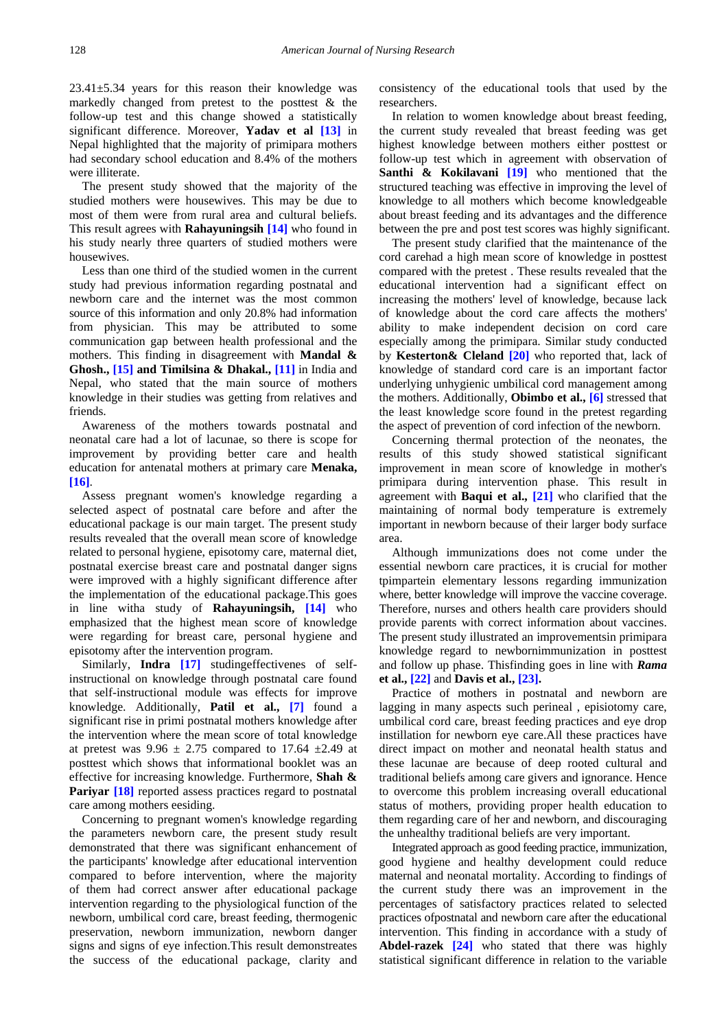23.41±5.34 years for this reason their knowledge was markedly changed from pretest to the posttest & the follow-up test and this change showed a statistically significant difference. Moreover, **Yadav et al [13]** in Nepal highlighted that the majority of primipara mothers had secondary school education and 8.4% of the mothers were illiterate.

The present study showed that the majority of the studied mothers were housewives. This may be due to most of them were from rural area and cultural beliefs. This result agrees with **Rahayuningsih [14]** who found in his study nearly three quarters of studied mothers were housewives.

Less than one third of the studied women in the current study had previous information regarding postnatal and newborn care and the internet was the most common source of this information and only 20.8% had information from physician. This may be attributed to some communication gap between health professional and the mothers. This finding in disagreement with **Mandal & Ghosh., [15] and Timilsina & Dhakal., [11]** in India and Nepal, who stated that the main source of mothers knowledge in their studies was getting from relatives and friends.

Awareness of the mothers towards postnatal and neonatal care had a lot of lacunae, so there is scope for improvement by providing better care and health education for antenatal mothers at primary care **Menaka, [16]**.

Assess pregnant women's knowledge regarding a selected aspect of postnatal care before and after the educational package is our main target. The present study results revealed that the overall mean score of knowledge related to personal hygiene, episotomy care, maternal diet, postnatal exercise breast care and postnatal danger signs were improved with a highly significant difference after the implementation of the educational package.This goes in line witha study of **Rahayuningsih, [14]** who emphasized that the highest mean score of knowledge were regarding for breast care, personal hygiene and episotomy after the intervention program.

Similarly, **Indra [17]** studingeffectivenes of self-instructional on knowledge through postnatal care found that self-instructional module was effects for improve knowledge. Additionally, **Patil et al., [7]** found a significant rise in primi postnatal mothers knowledge after the intervention where the mean score of total knowledge at pretest was 9.96 ± 2.75 compared to 17.64 ±2.49 at posttest which shows that informational booklet was an effective for increasing knowledge. Furthermore, **Shah & Pariyar [18]** reported assess practices regard to postnatal care among mothers eesiding.

Concerning to pregnant women's knowledge regarding the parameters newborn care, the present study result demonstrated that there was significant enhancement of the participants' knowledge after educational intervention compared to before intervention, where the majority of them had correct answer after educational package intervention regarding to the physiological function of the newborn, umbilical cord care, breast feeding, thermogenic preservation, newborn immunization, newborn danger signs and signs of eye infection.This result demonstreates the success of the educational package, clarity and consistency of the educational tools that used by the researchers.

In relation to women knowledge about breast feeding, the current study revealed that breast feeding was get highest knowledge between mothers either posttest or follow-up test which in agreement with observation of **Santhi & Kokilavani [19]** who mentioned that the structured teaching was effective in improving the level of knowledge to all mothers which become knowledgeable about breast feeding and its advantages and the difference between the pre and post test scores was highly significant.

The present study clarified that the maintenance of the cord carehad a high mean score of knowledge in posttest compared with the pretest . These results revealed that the educational intervention had a significant effect on increasing the mothers' level of knowledge, because lack of knowledge about the cord care affects the mothers' ability to make independent decision on cord care especially among the primipara. Similar study conducted by **Kesterton& Cleland [20]** who reported that, lack of knowledge of standard cord care is an important factor underlying unhygienic umbilical cord management among the mothers. Additionally, **Obimbo et al., [6]** stressed that the least knowledge score found in the pretest regarding the aspect of prevention of cord infection of the newborn.

Concerning thermal protection of the neonates, the results of this study showed statistical significant improvement in mean score of knowledge in mother's primipara during intervention phase. This result in agreement with **Baqui et al., [21]** who clarified that the maintaining of normal body temperature is extremely important in newborn because of their larger body surface area.

Although immunizations does not come under the essential newborn care practices, it is crucial for mother tpimpartein elementary lessons regarding immunization where, better knowledge will improve the vaccine coverage. Therefore, nurses and others health care providers should provide parents with correct information about vaccines. The present study illustrated an improvementsin primipara knowledge regard to newbornimmunization in posttest and follow up phase. Thisfinding goes in line with ***Rama* et al., [22]** and **Davis et al., [23].**

Practice of mothers in postnatal and newborn are lagging in many aspects such perineal , episiotomy care, umbilical cord care, breast feeding practices and eye drop instillation for newborn eye care.All these practices have direct impact on mother and neonatal health status and these lacunae are because of deep rooted cultural and traditional beliefs among care givers and ignorance. Hence to overcome this problem increasing overall educational status of mothers, providing proper health education to them regarding care of her and newborn, and discouraging the unhealthy traditional beliefs are very important.

Integrated approach as good feeding practice, immunization, good hygiene and healthy development could reduce maternal and neonatal mortality. According to findings of the current study there was an improvement in the percentages of satisfactory practices related to selected practices ofpostnatal and newborn care after the educational intervention. This finding in accordance with a study of **Abdel-razek [24]** who stated that there was highly statistical significant difference in relation to the variable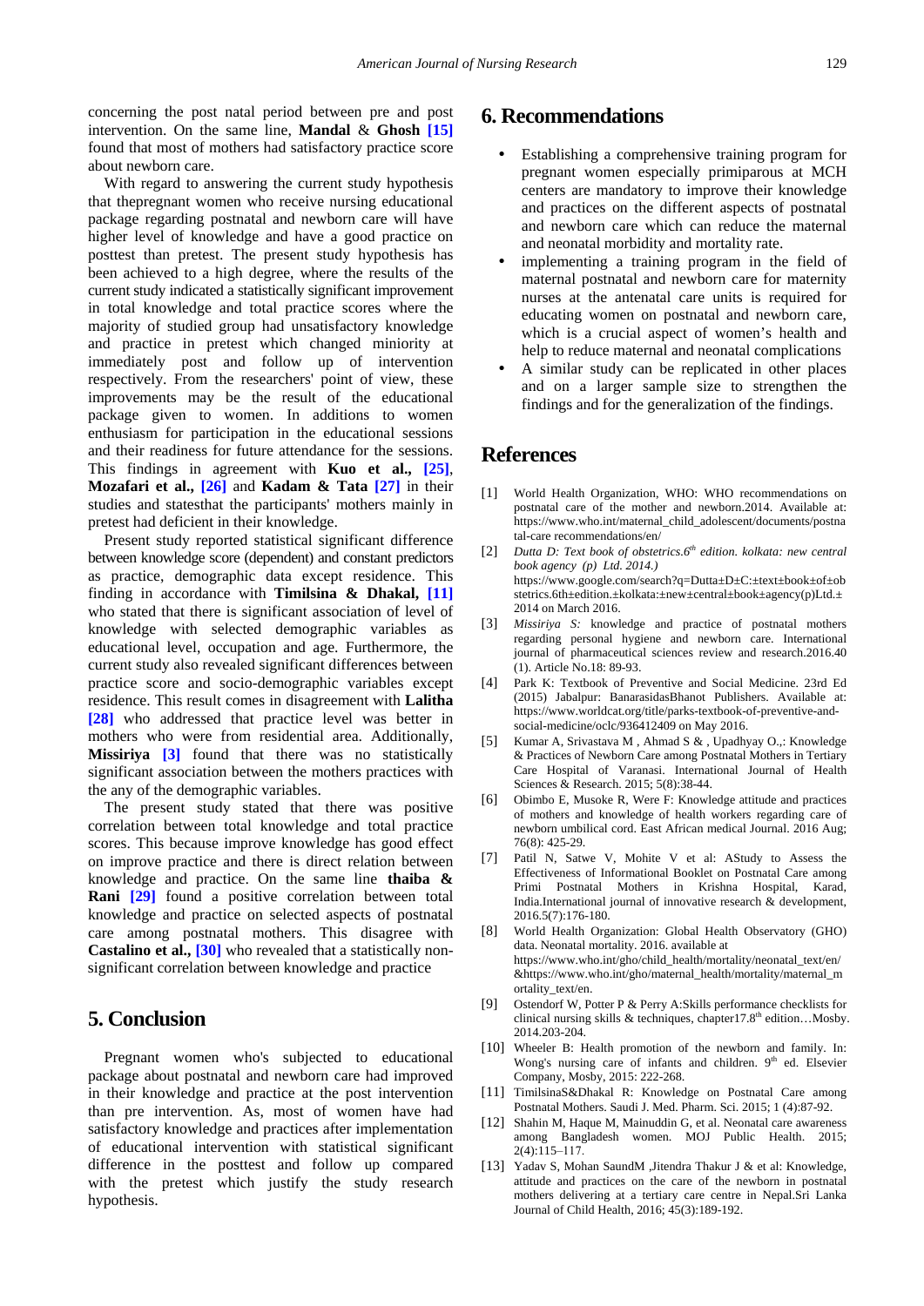concerning the post natal period between pre and post intervention. On the same line, **Mandal** & **Ghosh** [15] found that most of mothers had satisfactory practice score about newborn care.

With regard to answering the current study hypothesis that thepregnant women who receive nursing educational package regarding postnatal and newborn care will have higher level of knowledge and have a good practice on posttest than pretest. The present study hypothesis has been achieved to a high degree, where the results of the current study indicated a statistically significant improvement in total knowledge and total practice scores where the majority of studied group had unsatisfactory knowledge and practice in pretest which changed miniority at immediately post and follow up of intervention respectively. From the researchers' point of view, these improvements may be the result of the educational package given to women. In additions to women enthusiasm for participation in the educational sessions and their readiness for future attendance for the sessions. This findings in agreement with **Kuo et al.,** [25], **Mozafari et al.,** [26] and **Kadam & Tata** [27] in their studies and statesthat the participants' mothers mainly in pretest had deficient in their knowledge.

Present study reported statistical significant difference between knowledge score (dependent) and constant predictors as practice, demographic data except residence. This finding in accordance with **Timilsina & Dhakal,** [11] who stated that there is significant association of level of knowledge with selected demographic variables as educational level, occupation and age. Furthermore, the current study also revealed significant differences between practice score and socio-demographic variables except residence. This result comes in disagreement with **Lalitha** [28] who addressed that practice level was better in mothers who were from residential area. Additionally, **Missiriya** [3] found that there was no statistically significant association between the mothers practices with the any of the demographic variables.

The present study stated that there was positive correlation between total knowledge and total practice scores. This because improve knowledge has good effect on improve practice and there is direct relation between knowledge and practice. On the same line **thaiba & Rani** [29] found a positive correlation between total knowledge and practice on selected aspects of postnatal care among postnatal mothers. This disagree with **Castalino et al.,** [30] who revealed that a statistically non-significant correlation between knowledge and practice

## 5. Conclusion

Pregnant women who's subjected to educational package about postnatal and newborn care had improved in their knowledge and practice at the post intervention than pre intervention. As, most of women have had satisfactory knowledge and practices after implementation of educational intervention with statistical significant difference in the posttest and follow up compared with the pretest which justify the study research hypothesis.

## 6. Recommendations

- Establishing a comprehensive training program for pregnant women especially primiparous at MCH centers are mandatory to improve their knowledge and practices on the different aspects of postnatal and newborn care which can reduce the maternal and neonatal morbidity and mortality rate.
- implementing a training program in the field of maternal postnatal and newborn care for maternity nurses at the antenatal care units is required for educating women on postnatal and newborn care, which is a crucial aspect of women's health and help to reduce maternal and neonatal complications
- A similar study can be replicated in other places and on a larger sample size to strengthen the findings and for the generalization of the findings.

## References

[1] World Health Organization, WHO: WHO recommendations on postnatal care of the mother and newborn.2014. Available at: https://www.who.int/maternal_child_adolescent/documents/postnatal-care recommendations/en/

[2] *Dutta D: Text book of obstetrics.6th edition. kolkata: new central book agency (p) Ltd. 2014.)* https://www.google.com/search?q=Dutta±D±C:±text±book±of±obstetrics.6th±edition.±kolkata:±new±central±book±agency(p)Ltd.±2014 on March 2016.

[3] *Missiriya S:* knowledge and practice of postnatal mothers regarding personal hygiene and newborn care. International journal of pharmaceutical sciences review and research.2016.40 (1). Article No.18: 89-93.

[4] Park K: Textbook of Preventive and Social Medicine. 23rd Ed (2015) Jabalpur: BanarasidasBhanot Publishers. Available at: https://www.worldcat.org/title/parks-textbook-of-preventive-and-social-medicine/oclc/936412409 on May 2016.

[5] Kumar A, Srivastava M , Ahmad S & , Upadhyay O.,: Knowledge & Practices of Newborn Care among Postnatal Mothers in Tertiary Care Hospital of Varanasi. International Journal of Health Sciences & Research. 2015; 5(8):38-44.

[6] Obimbo E, Musoke R, Were F: Knowledge attitude and practices of mothers and knowledge of health workers regarding care of newborn umbilical cord. East African medical Journal. 2016 Aug; 76(8): 425-29.

[7] Patil N, Satwe V, Mohite V et al: AStudy to Assess the Effectiveness of Informational Booklet on Postnatal Care among Primi Postnatal Mothers in Krishna Hospital, Karad, India.International journal of innovative research & development, 2016.5(7):176-180.

[8] World Health Organization: Global Health Observatory (GHO) data. Neonatal mortality. 2016. available at https://www.who.int/gho/child_health/mortality/neonatal_text/en/ &https://www.who.int/gho/maternal_health/mortality/maternal_mortality_text/en.

[9] Ostendorf W, Potter P & Perry A:Skills performance checklists for clinical nursing skills & techniques, chapter17.8th edition…Mosby. 2014.203-204.

[10] Wheeler B: Health promotion of the newborn and family. In: Wong's nursing care of infants and children. 9th ed. Elsevier Company, Mosby, 2015: 222-268.

[11] TimilsinaS&Dhakal R: Knowledge on Postnatal Care among Postnatal Mothers. Saudi J. Med. Pharm. Sci. 2015; 1 (4):87-92.

[12] Shahin M, Haque M, Mainuddin G, et al. Neonatal care awareness among Bangladesh women. MOJ Public Health. 2015; 2(4):115–117.

[13] Yadav S, Mohan SaundM ,Jitendra Thakur J & et al: Knowledge, attitude and practices on the care of the newborn in postnatal mothers delivering at a tertiary care centre in Nepal.Sri Lanka Journal of Child Health, 2016; 45(3):189-192.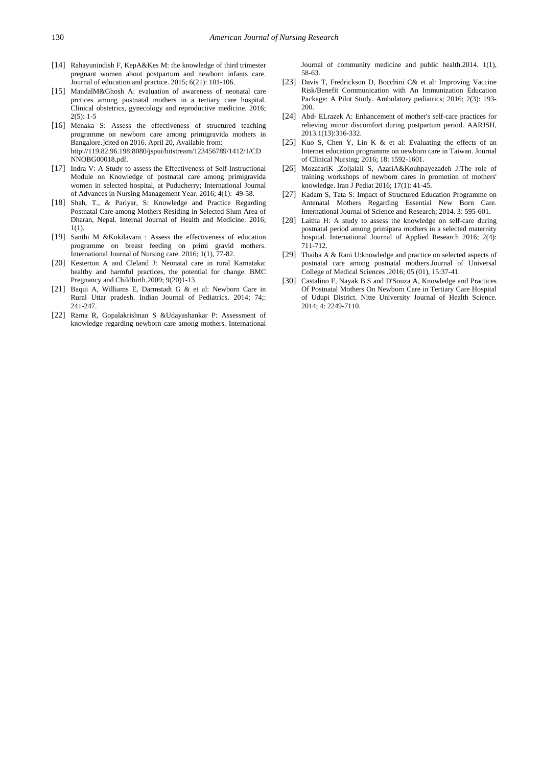[14] Rahayunindish F, KepA&Kes M: the knowledge of third trimester pregnant women about postpartum and newborn infants care. Journal of education and practice. 2015; 6(21): 101-106.

[15] MandalM&Ghosh A: evaluation of awareness of neonatal care prctices among postnatal mothers in a tertiary care hospital. Clinical obstetrics, gynecology and reproductive medicine. 2016; 2(5): 1-5

[16] Menaka S: Assess the effectiveness of structured teaching programme on newborn care among primigravida mothers in Bangalore.]cited on 2016. April 20, Available from: http://119.82.96.198:8080/jspui/bitstream/123456789/1412/1/CDNNOBG00018.pdf.

[17] Indra V: A Study to assess the Effectiveness of Self-Instructional Module on Knowledge of postnatal care among primigravida women in selected hospital, at Puducherry; International Journal of Advances in Nursing Management Year. 2016; 4(1): 49-58.

[18] Shah, T., & Pariyar, S: Knowledge and Practice Regarding Postnatal Care among Mothers Residing in Selected Slum Area of Dharan, Nepal. Internal Journal of Health and Medicine. 2016; 1(1).

[19] Santhi M &Kokilavani : Assess the effectiveness of education programme on breast feeding on primi gravid mothers. International Journal of Nursing care. 2016; 1(1), 77-82.

[20] Kesterton A and Cleland J: Neonatal care in rural Karnataka: healthy and harmful practices, the potential for change. BMC Pregnancy and Childbirth.2009; 9(20)1-13.

[21] Baqui A, Williams E, Darmstadt G & et al: Newborn Care in Rural Uttar pradesh. Indian Journal of Pediatrics. 2014; 74;: 241-247.

[22] Rama R, Gopalakrishnan S &Udayashankar P: Assessment of knowledge regarding newborn care among mothers. International Journal of community medicine and public health.2014. 1(1), 58-63.

[23] Davis T, Fredrickson D, Bocchini C& et al: Improving Vaccine Risk/Benefit Communication with An Immunization Education Package: A Pilot Study. Ambulatory pediatrics; 2016; 2(3): 193-200.

[24] Abd- ELrazek A: Enhancement of mother's self-care practices for relieving minor discomfort during postpartum period. AARJSH, 2013.1(13):316-332.

[25] Kuo S, Chen Y, Lin K & et al: Evaluating the effects of an Internet education programme on newborn care in Taiwan. Journal of Clinical Nursing; 2016; 18: 1592-1601.

[26] MozafariK ,Zoljalali S, AzariA&Kouhpayezadeh J:The role of training workshops of newborn cares in promotion of mothers' knowledge. Iran J Pediat 2016; 17(1): 41-45.

[27] Kadam S, Tata S: Impact of Structured Education Programme on Antenatal Mothers Regarding Essential New Born Care. International Journal of Science and Research; 2014. 3: 595-601.

[28] Laitha H: A study to assess the knowledge on self-care during postnatal period among primipara mothers in a selected maternity hospital. International Journal of Applied Research 2016; 2(4): 711-712.

[29] Thaiba A & Rani U:knowledge and practice on selected aspects of postnatal care among postnatal mothers.Journal of Universal College of Medical Sciences .2016; 05 (01), 15:37-41.

[30] Castalino F, Nayak B.S and D'Souza A, Knowledge and Practices Of Postnatal Mothers On Newborn Care in Tertiary Care Hospital of Udupi District. Nitte University Journal of Health Science. 2014; 4: 2249-7110.